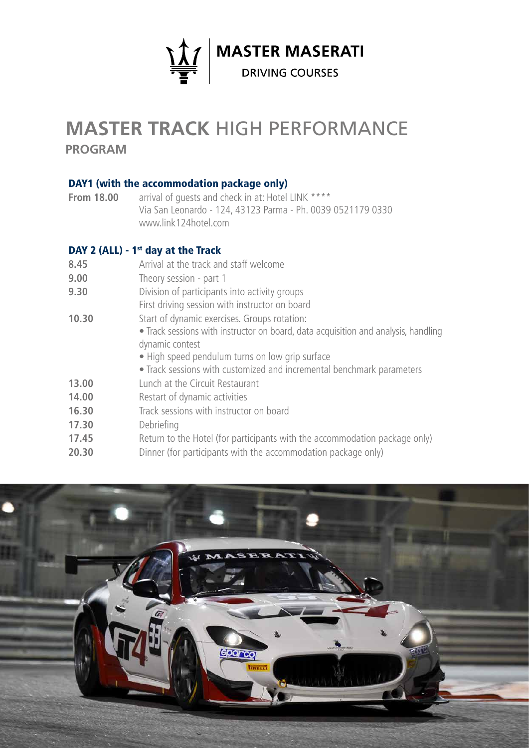MASTER MASERATI

DRIVING COURSES

# MASTER TRACK HIGH PERFORMANCE

## PROGRAM

### DAY1 (with the accommodation package only)

| | |
|---|---|
| **From 18.00** | arrival of guests and check in at: Hotel LINK ****<br>Via San Leonardo - 124, 43123 Parma - Ph. 0039 0521179 0330<br>www.link124hotel.com |

### DAY 2 (ALL) - 1st day at the Track

| | |
|---|---|
| **8.45** | Arrival at the track and staff welcome |
| **9.00** | Theory session - part 1 |
| **9.30** | Division of participants into activity groups<br>First driving session with instructor on board |
| **10.30** | Start of dynamic exercises. Groups rotation:<br>• Track sessions with instructor on board, data acquisition and analysis, handling dynamic contest<br>• High speed pendulum turns on low grip surface<br>• Track sessions with customized and incremental benchmark parameters |
| **13.00** | Lunch at the Circuit Restaurant |
| **14.00** | Restart of dynamic activities |
| **16.30** | Track sessions with instructor on board |
| **17.30** | Debriefing |
| **17.45** | Return to the Hotel (for participants with the accommodation package only) |
| **20.30** | Dinner (for participants with the accommodation package only) |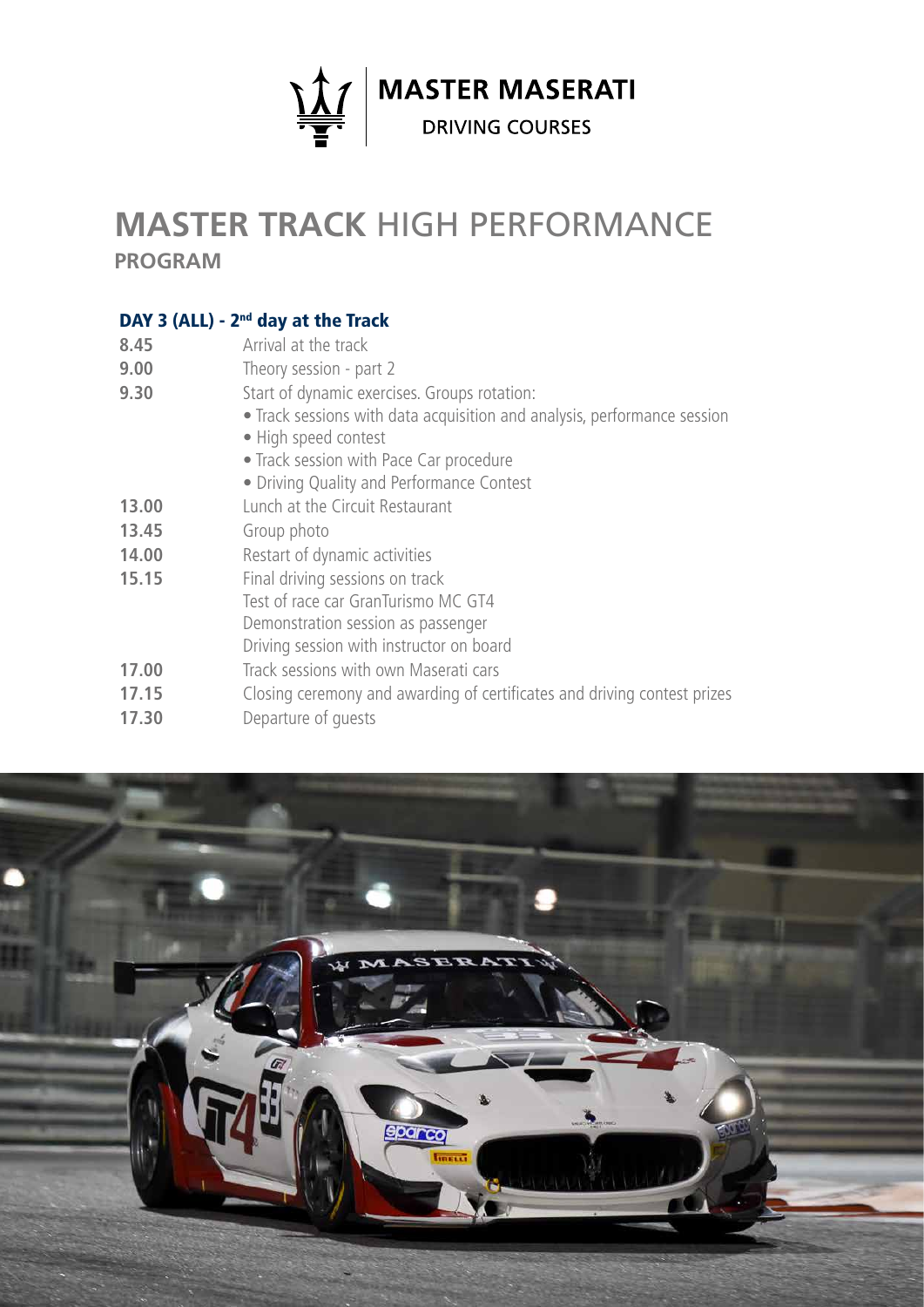MASTER MASERATI
DRIVING COURSES

# MASTER TRACK HIGH PERFORMANCE

## PROGRAM

### DAY 3 (ALL) - 2nd day at the Track

| | |
|---|---|
| **8.45** | Arrival at the track |
| **9.00** | Theory session - part 2 |
| **9.30** | Start of dynamic exercises. Groups rotation:<br>• Track sessions with data acquisition and analysis, performance session<br>• High speed contest<br>• Track session with Pace Car procedure<br>• Driving Quality and Performance Contest |
| **13.00** | Lunch at the Circuit Restaurant |
| **13.45** | Group photo |
| **14.00** | Restart of dynamic activities |
| **15.15** | Final driving sessions on track<br>Test of race car GranTurismo MC GT4<br>Demonstration session as passenger<br>Driving session with instructor on board |
| **17.00** | Track sessions with own Maserati cars |
| **17.15** | Closing ceremony and awarding of certificates and driving contest prizes |
| **17.30** | Departure of guests |